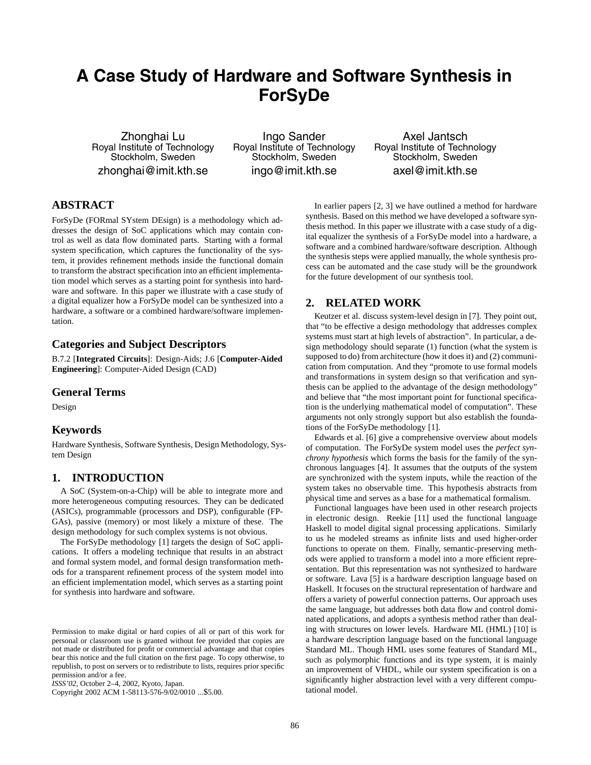# A Case Study of Hardware and Software Synthesis in ForSyDe

Zhonghai Lu
Royal Institute of Technology
Stockholm, Sweden
zhonghai@imit.kth.se

Ingo Sander
Royal Institute of Technology
Stockholm, Sweden
ingo@imit.kth.se

Axel Jantsch
Royal Institute of Technology
Stockholm, Sweden
axel@imit.kth.se

## ABSTRACT

ForSyDe (FORmal SYstem DEsign) is a methodology which addresses the design of SoC applications which may contain control as well as data flow dominated parts. Starting with a formal system specification, which captures the functionality of the system, it provides refinement methods inside the functional domain to transform the abstract specification into an efficient implementation model which serves as a starting point for synthesis into hardware and software. In this paper we illustrate with a case study of a digital equalizer how a ForSyDe model can be synthesized into a hardware, a software or a combined hardware/software implementation.

## Categories and Subject Descriptors

B.7.2 [**Integrated Circuits**]: Design-Aids; J.6 [**Computer-Aided Engineering**]: Computer-Aided Design (CAD)

## General Terms

Design

## Keywords

Hardware Synthesis, Software Synthesis, Design Methodology, System Design

## 1. INTRODUCTION

A SoC (System-on-a-Chip) will be able to integrate more and more heterogeneous computing resources. They can be dedicated (ASICs), programmable (processors and DSP), configurable (FPGAs), passive (memory) or most likely a mixture of these. The design methodology for such complex systems is not obvious.

The ForSyDe methodology [1] targets the design of SoC applications. It offers a modeling technique that results in an abstract and formal system model, and formal design transformation methods for a transparent refinement process of the system model into an efficient implementation model, which serves as a starting point for synthesis into hardware and software.

Permission to make digital or hard copies of all or part of this work for personal or classroom use is granted without fee provided that copies are not made or distributed for profit or commercial advantage and that copies bear this notice and the full citation on the first page. To copy otherwise, to republish, to post on servers or to redistribute to lists, requires prior specific permission and/or a fee.
*ISSS'02*, October 2–4, 2002, Kyoto, Japan.
Copyright 2002 ACM 1-58113-576-9/02/0010 ...$5.00.

In earlier papers [2, 3] we have outlined a method for hardware synthesis. Based on this method we have developed a software synthesis method. In this paper we illustrate with a case study of a digital equalizer the synthesis of a ForSyDe model into a hardware, a software and a combined hardware/software description. Although the synthesis steps were applied manually, the whole synthesis process can be automated and the case study will be the groundwork for the future development of our synthesis tool.

## 2. RELATED WORK

Keutzer et al. discuss system-level design in [7]. They point out, that "to be effective a design methodology that addresses complex systems must start at high levels of abstraction". In particular, a design methodology should separate (1) function (what the system is supposed to do) from architecture (how it does it) and (2) communication from computation. And they "promote to use formal models and transformations in system design so that verification and synthesis can be applied to the advantage of the design methodology" and believe that "the most important point for functional specification is the underlying mathematical model of computation". These arguments not only strongly support but also establish the foundations of the ForSyDe methodology [1].

Edwards et al. [6] give a comprehensive overview about models of computation. The ForSyDe system model uses the *perfect synchrony hypothesis* which forms the basis for the family of the synchronous languages [4]. It assumes that the outputs of the system are synchronized with the system inputs, while the reaction of the system takes no observable time. This hypothesis abstracts from physical time and serves as a base for a mathematical formalism.

Functional languages have been used in other research projects in electronic design. Reekie [11] used the functional language Haskell to model digital signal processing applications. Similarly to us he modeled streams as infinite lists and used higher-order functions to operate on them. Finally, semantic-preserving methods were applied to transform a model into a more efficient representation. But this representation was not synthesized to hardware or software. Lava [5] is a hardware description language based on Haskell. It focuses on the structural representation of hardware and offers a variety of powerful connection patterns. Our approach uses the same language, but addresses both data flow and control dominated applications, and adopts a synthesis method rather than dealing with structures on lower levels. Hardware ML (HML) [10] is a hardware description language based on the functional language Standard ML. Though HML uses some features of Standard ML, such as polymorphic functions and its type system, it is mainly an improvement of VHDL, while our system specification is on a significantly higher abstraction level with a very different computational model.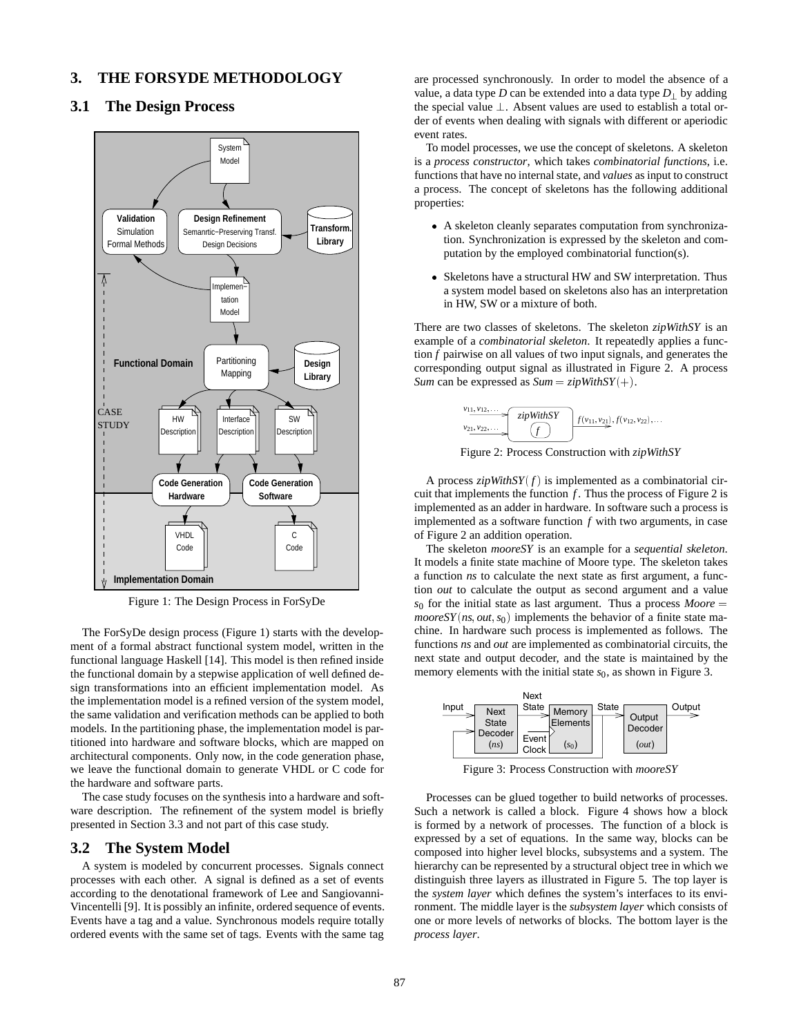# 3. THE FORSYDE METHODOLOGY

## 3.1 The Design Process

Figure 1: The Design Process in ForSyDe

The ForSyDe design process (Figure 1) starts with the development of a formal abstract functional system model, written in the functional language Haskell [14]. This model is then refined inside the functional domain by a stepwise application of well defined design transformations into an efficient implementation model. As the implementation model is a refined version of the system model, the same validation and verification methods can be applied to both models. In the partitioning phase, the implementation model is partitioned into hardware and software blocks, which are mapped on architectural components. Only now, in the code generation phase, we leave the functional domain to generate VHDL or C code for the hardware and software parts.

The case study focuses on the synthesis into a hardware and software description. The refinement of the system model is briefly presented in Section 3.3 and not part of this case study.

## 3.2 The System Model

A system is modeled by concurrent processes. Signals connect processes with each other. A signal is defined as a set of events according to the denotational framework of Lee and Sangiovanni-Vincentelli [9]. It is possibly an infinite, ordered sequence of events. Events have a tag and a value. Synchronous models require totally ordered events with the same set of tags. Events with the same tag are processed synchronously. In order to model the absence of a value, a data type $D$ can be extended into a data type $D_\perp$ by adding the special value $\perp$. Absent values are used to establish a total order of events when dealing with signals with different or aperiodic event rates.

To model processes, we use the concept of skeletons. A skeleton is a *process constructor*, which takes *combinatorial functions*, i.e. functions that have no internal state, and *values* as input to construct a process. The concept of skeletons has the following additional properties:

- A skeleton cleanly separates computation from synchronization. Synchronization is expressed by the skeleton and computation by the employed combinatorial function(s).
- Skeletons have a structural HW and SW interpretation. Thus a system model based on skeletons also has an interpretation in HW, SW or a mixture of both.

There are two classes of skeletons. The skeleton *zipWithSY* is an example of a *combinatorial skeleton*. It repeatedly applies a function $f$ pairwise on all values of two input signals, and generates the corresponding output signal as illustrated in Figure 2. A process *Sum* can be expressed as $Sum = zipWithSY(+)$.

Figure 2: Process Construction with *zipWithSY*

A process $zipWithSY(f)$ is implemented as a combinatorial circuit that implements the function $f$. Thus the process of Figure 2 is implemented as an adder in hardware. In software such a process is implemented as a software function $f$ with two arguments, in case of Figure 2 an addition operation.

The skeleton *mooreSY* is an example for a *sequential skeleton*. It models a finite state machine of Moore type. The skeleton takes a function *ns* to calculate the next state as first argument, a function *out* to calculate the output as second argument and a value $s_0$ for the initial state as last argument. Thus a process $Moore = mooreSY(ns, out, s_0)$ implements the behavior of a finite state machine. In hardware such process is implemented as follows. The functions *ns* and *out* are implemented as combinatorial circuits, the next state and output decoder, and the state is maintained by the memory elements with the initial state $s_0$, as shown in Figure 3.

Figure 3: Process Construction with *mooreSY*

Processes can be glued together to build networks of processes. Such a network is called a block. Figure 4 shows how a block is formed by a network of processes. The function of a block is expressed by a set of equations. In the same way, blocks can be composed into higher level blocks, subsystems and a system. The hierarchy can be represented by a structural object tree in which we distinguish three layers as illustrated in Figure 5. The top layer is the *system layer* which defines the system's interfaces to its environment. The middle layer is the *subsystem layer* which consists of one or more levels of networks of blocks. The bottom layer is the *process layer*.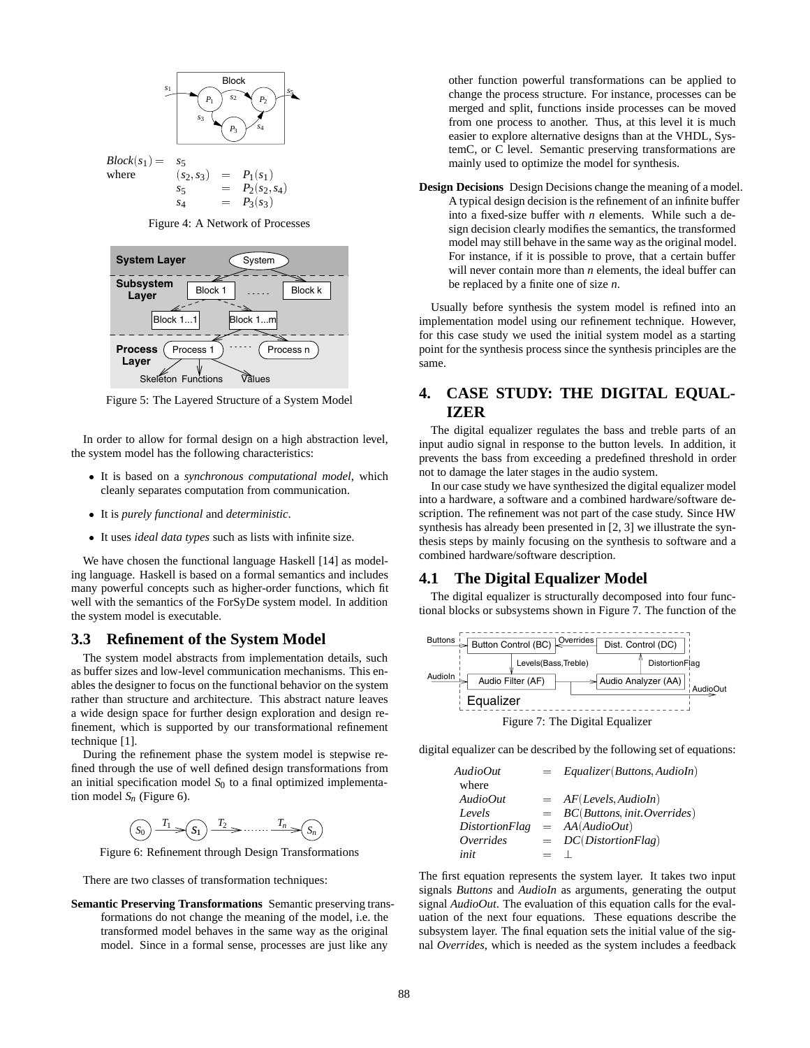$$
\begin{aligned}
Block(s_1) = \quad & s_5 \\
\text{where} \quad & (s_2, s_3) = P_1(s_1) \\
& s_5 = P_2(s_2, s_4) \\
& s_4 = P_3(s_3)
\end{aligned}
$$

Figure 4: A Network of Processes

Figure 5: The Layered Structure of a System Model

In order to allow for formal design on a high abstraction level, the system model has the following characteristics:

- It is based on a *synchronous computational model*, which cleanly separates computation from communication.
- It is *purely functional* and *deterministic*.
- It uses *ideal data types* such as lists with infinite size.

We have chosen the functional language Haskell [14] as modeling language. Haskell is based on a formal semantics and includes many powerful concepts such as higher-order functions, which fit well with the semantics of the ForSyDe system model. In addition the system model is executable.

## 3.3 Refinement of the System Model

The system model abstracts from implementation details, such as buffer sizes and low-level communication mechanisms. This enables the designer to focus on the functional behavior on the system rather than structure and architecture. This abstract nature leaves a wide design space for further design exploration and design refinement, which is supported by our transformational refinement technique [1].

During the refinement phase the system model is stepwise refined through the use of well defined design transformations from an initial specification model $S_0$ to a final optimized implementation model $S_n$ (Figure 6).

$$S_0 \xrightarrow{T_1} S_1 \xrightarrow{T_2} \cdots\cdots \xrightarrow{T_n} S_n$$

Figure 6: Refinement through Design Transformations

There are two classes of transformation techniques:

**Semantic Preserving Transformations** Semantic preserving transformations do not change the meaning of the model, i.e. the transformed model behaves in the same way as the original model. Since in a formal sense, processes are just like any other function powerful transformations can be applied to change the process structure. For instance, processes can be merged and split, functions inside processes can be moved from one process to another. Thus, at this level it is much easier to explore alternative designs than at the VHDL, SystemC, or C level. Semantic preserving transformations are mainly used to optimize the model for synthesis.

**Design Decisions** Design Decisions change the meaning of a model. A typical design decision is the refinement of an infinite buffer into a fixed-size buffer with $n$ elements. While such a design decision clearly modifies the semantics, the transformed model may still behave in the same way as the original model. For instance, if it is possible to prove, that a certain buffer will never contain more than $n$ elements, the ideal buffer can be replaced by a finite one of size $n$.

Usually before synthesis the system model is refined into an implementation model using our refinement technique. However, for this case study we used the initial system model as a starting point for the synthesis process since the synthesis principles are the same.

# 4. CASE STUDY: THE DIGITAL EQUALIZER

The digital equalizer regulates the bass and treble parts of an input audio signal in response to the button levels. In addition, it prevents the bass from exceeding a predefined threshold in order not to damage the later stages in the audio system.

In our case study we have synthesized the digital equalizer model into a hardware, a software and a combined hardware/software description. The refinement was not part of the case study. Since HW synthesis has already been presented in [2, 3] we illustrate the synthesis steps by mainly focusing on the synthesis to software and a combined hardware/software description.

## 4.1 The Digital Equalizer Model

The digital equalizer is structurally decomposed into four functional blocks or subsystems shown in Figure 7. The function of the digital equalizer can be described by the following set of equations:

Figure 7: The Digital Equalizer

$$
\begin{aligned}
AudioOut &= Equalizer(Buttons, AudioIn) \\
&\text{where} \\
AudioOut &= AF(Levels, AudioIn) \\
Levels &= BC(Buttons, init.Overrides) \\
DistortionFlag &= AA(AudioOut) \\
Overrides &= DC(DistortionFlag) \\
init &= \bot
\end{aligned}
$$

The first equation represents the system layer. It takes two input signals *Buttons* and *AudioIn* as arguments, generating the output signal *AudioOut*. The evaluation of this equation calls for the evaluation of the next four equations. These equations describe the subsystem layer. The final equation sets the initial value of the signal *Overrides*, which is needed as the system includes a feedback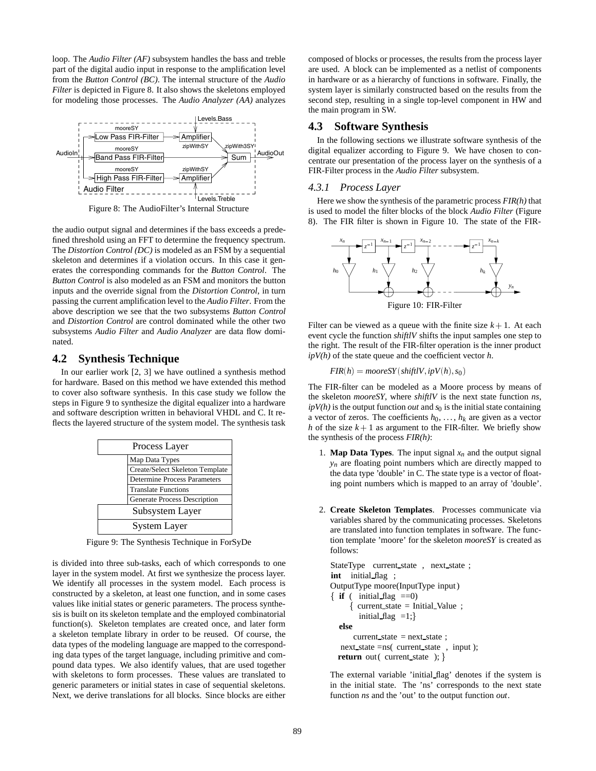loop. The *Audio Filter (AF)* subsystem handles the bass and treble part of the digital audio input in response to the amplification level from the *Button Control (BC)*. The internal structure of the *Audio Filter* is depicted in Figure 8. It also shows the skeletons employed for modeling those processes. The *Audio Analyzer (AA)* analyzes

Figure 8: The AudioFilter's Internal Structure

the audio output signal and determines if the bass exceeds a predefined threshold using an FFT to determine the frequency spectrum. The *Distortion Control (DC)* is modeled as an FSM by a sequential skeleton and determines if a violation occurs. In this case it generates the corresponding commands for the *Button Control*. The *Button Control* is also modeled as an FSM and monitors the button inputs and the override signal from the *Distortion Control*, in turn passing the current amplification level to the *Audio Filter*. From the above description we see that the two subsystems *Button Control* and *Distortion Control* are control dominated while the other two subsystems *Audio Filter* and *Audio Analyzer* are data flow dominated.

## 4.2 Synthesis Technique

In our earlier work [2, 3] we have outlined a synthesis method for hardware. Based on this method we have extended this method to cover also software synthesis. In this case study we follow the steps in Figure 9 to synthesize the digital equalizer into a hardware and software description written in behavioral VHDL and C. It reflects the layered structure of the system model. The synthesis task

| Process Layer |
|---|
| Map Data Types |
| Create/Select Skeleton Template |
| Determine Process Parameters |
| Translate Functions |
| Generate Process Description |
| Subsystem Layer |
| System Layer |

Figure 9: The Synthesis Technique in ForSyDe

is divided into three sub-tasks, each of which corresponds to one layer in the system model. At first we synthesize the process layer. We identify all processes in the system model. Each process is constructed by a skeleton, at least one function, and in some cases values like initial states or generic parameters. The process synthesis is built on its skeleton template and the employed combinatorial function(s). Skeleton templates are created once, and later form a skeleton template library in order to be reused. Of course, the data types of the modeling language are mapped to the corresponding data types of the target language, including primitive and compound data types. We also identify values, that are used together with skeletons to form processes. These values are translated to generic parameters or initial states in case of sequential skeletons. Next, we derive translations for all blocks. Since blocks are either composed of blocks or processes, the results from the process layer are used. A block can be implemented as a netlist of components in hardware or as a hierarchy of functions in software. Finally, the system layer is similarly constructed based on the results from the second step, resulting in a single top-level component in HW and the main program in SW.

## 4.3 Software Synthesis

In the following sections we illustrate software synthesis of the digital equalizer according to Figure 9. We have chosen to concentrate our presentation of the process layer on the synthesis of a FIR-Filter process in the *Audio Filter* subsystem.

### 4.3.1 Process Layer

Here we show the synthesis of the parametric process *FIR(h)* that is used to model the filter blocks of the block *Audio Filter* (Figure 8). The FIR filter is shown in Figure 10. The state of the FIR-

Figure 10: FIR-Filter

Filter can be viewed as a queue with the finite size $k+1$. At each event cycle the function *shiftlV* shifts the input samples one step to the right. The result of the FIR-filter operation is the inner product *ipV(h)* of the state queue and the coefficient vector *h*.

$$FIR(h) = mooreSY(shiftlV, ipV(h), s_0)$$

The FIR-filter can be modeled as a Moore process by means of the skeleton *mooreSY*, where *shiftlV* is the next state function *ns*, *ipV(h)* is the output function *out* and $s_0$ is the initial state containing a vector of zeros. The coefficients $h_0, \ldots, h_k$ are given as a vector $h$ of the size $k+1$ as argument to the FIR-filter. We briefly show the synthesis of the process *FIR(h)*:

1. **Map Data Types**. The input signal $x_n$ and the output signal $y_n$ are floating point numbers which are directly mapped to the data type 'double' in C. The state type is a vector of floating point numbers which is mapped to an array of 'double'.

2. **Create Skeleton Templates**. Processes communicate via variables shared by the communicating processes. Skeletons are translated into function templates in software. The function template 'moore' for the skeleton *mooreSY* is created as follows:

```
StateType  current_state , next_state ;
int  initial_flag ;
OutputType moore(InputType input)
{ if ( initial_flag ==0)
     { current_state = Initial_Value ;
       initial_flag =1;}
  else
       current_state = next_state ;
   next_state =ns( current_state , input );
  return out( current_state ); }
```

The external variable 'initial_flag' denotes if the system is in the initial state. The 'ns' corresponds to the next state function *ns* and the 'out' to the output function *out*.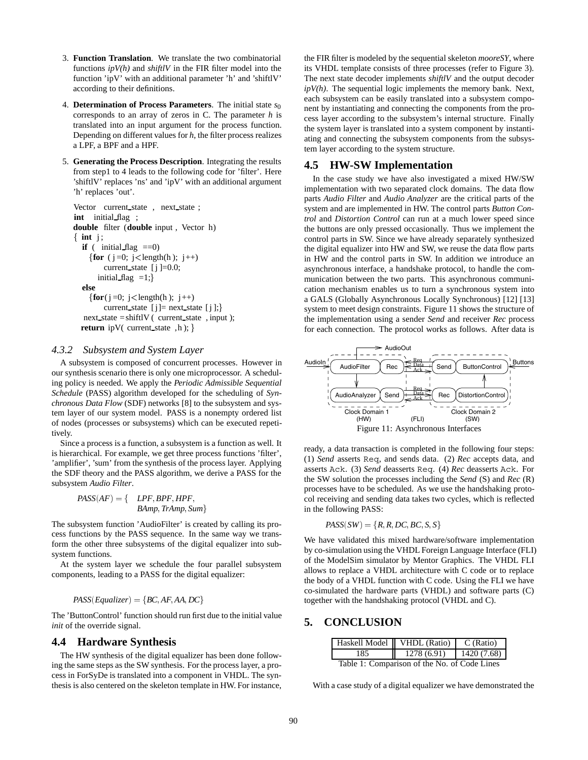3. **Function Translation**. We translate the two combinatorial functions *ipV(h)* and *shiftlV* in the FIR filter model into the function 'ipV' with an additional parameter 'h' and 'shiftlV' according to their definitions.

4. **Determination of Process Parameters**. The initial state $s_0$ corresponds to an array of zeros in C. The parameter $h$ is translated into an input argument for the process function. Depending on different values for $h$, the filter process realizes a LPF, a BPF and a HPF.

5. **Generating the Process Description**. Integrating the results from step1 to 4 leads to the following code for 'filter'. Here 'shiftlV' replaces 'ns' and 'ipV' with an additional argument 'h' replaces 'out'.

```
Vector  current_state , next_state ;
int  initial_flag ;
double filter (double input , Vector h)
{ int j;
  if ( initial_flag ==0)
    {for ( j=0; j<length(h ); j++)
        current_state [ j ]=0.0;
      initial_flag =1;}
  else
    {for( j=0; j<length(h ); j++)
        current_state [ j]= next_state [ j ];}
  next_state =shiftlV ( current_state , input );
  return ipV( current_state ,h ); }
```

### 4.3.2 Subsystem and System Layer

A subsystem is composed of concurrent processes. However in our synthesis scenario there is only one microprocessor. A scheduling policy is needed. We apply the *Periodic Admissible Sequential Schedule* (PASS) algorithm developed for the scheduling of *Synchronous Data Flow* (SDF) networks [8] to the subsystem and system layer of our system model. PASS is a nonempty ordered list of nodes (processes or subsystems) which can be executed repetitively.

Since a process is a function, a subsystem is a function as well. It is hierarchical. For example, we get three process functions 'filter', 'amplifier', 'sum' from the synthesis of the process layer. Applying the SDF theory and the PASS algorithm, we derive a PASS for the subsystem *Audio Filter*.

$$PASS(AF) = \{ \quad LPF, BPF, HPF, \\ BAmp, TrAmp, Sum\}$$

The subsystem function 'AudioFilter' is created by calling its process functions by the PASS sequence. In the same way we transform the other three subsystems of the digital equalizer into subsystem functions.

At the system layer we schedule the four parallel subsystem components, leading to a PASS for the digital equalizer:

$$PASS(Equalizer) = \{BC, AF, AA, DC\}$$

The 'ButtonControl' function should run first due to the initial value *init* of the override signal.

## 4.4 Hardware Synthesis

The HW synthesis of the digital equalizer has been done following the same steps as the SW synthesis. For the process layer, a process in ForSyDe is translated into a component in VHDL. The synthesis is also centered on the skeleton template in HW. For instance, the FIR filter is modeled by the sequential skeleton *mooreSY*, where its VHDL template consists of three processes (refer to Figure 3). The next state decoder implements *shiftlV* and the output decoder *ipV(h)*. The sequential logic implements the memory bank. Next, each subsystem can be easily translated into a subsystem component by instantiating and connecting the components from the process layer according to the subsystem's internal structure. Finally the system layer is translated into a system component by instantiating and connecting the subsystem components from the subsystem layer according to the system structure.

## 4.5 HW-SW Implementation

In the case study we have also investigated a mixed HW/SW implementation with two separated clock domains. The data flow parts *Audio Filter* and *Audio Analyzer* are the critical parts of the system and are implemented in HW. The control parts *Button Control* and *Distortion Control* can run at a much lower speed since the buttons are only pressed occasionally. Thus we implement the control parts in SW. Since we have already separately synthesized the digital equalizer into HW and SW, we reuse the data flow parts in HW and the control parts in SW. In addition we introduce an asynchronous interface, a handshake protocol, to handle the communication between the two parts. This asynchronous communication mechanism enables us to turn a synchronous system into a GALS (Globally Asynchronous Locally Synchronous) [12] [13] system to meet design constraints. Figure 11 shows the structure of the implementation using a sender *Send* and receiver *Rec* process for each connection. The protocol works as follows. After data is ready, a data transaction is completed in the following four steps: (1) *Send* asserts `Req`, and sends data. (2) *Rec* accepts data, and asserts `Ack`. (3) *Send* deasserts `Req`. (4) *Rec* deasserts `Ack`. For the SW solution the processes including the *Send* (S) and *Rec* (R) processes have to be scheduled. As we use the handshaking protocol receiving and sending data takes two cycles, which is reflected in the following PASS:

Figure 11: Asynchronous Interfaces

$$PASS(SW) = \{R, R, DC, BC, S, S\}$$

We have validated this mixed hardware/software implementation by co-simulation using the VHDL Foreign Language Interface (FLI) of the ModelSim simulator by Mentor Graphics. The VHDL FLI allows to replace a VHDL architecture with C code or to replace the body of a VHDL function with C code. Using the FLI we have co-simulated the hardware parts (VHDL) and software parts (C) together with the handshaking protocol (VHDL and C).

# 5. CONCLUSION

| Haskell Model | VHDL (Ratio) | C (Ratio) |
|---|---|---|
| 185 | 1278 (6.91) | 1420 (7.68) |

Table 1: Comparison of the No. of Code Lines

With a case study of a digital equalizer we have demonstrated the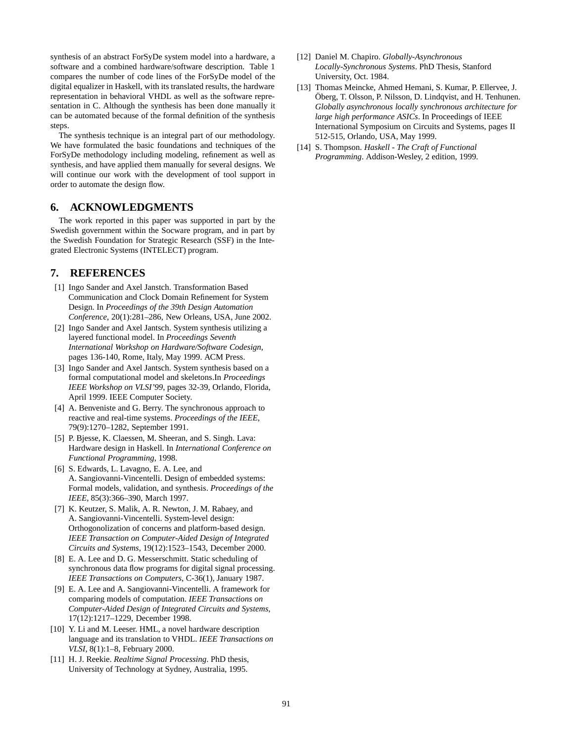synthesis of an abstract ForSyDe system model into a hardware, a software and a combined hardware/software description. Table 1 compares the number of code lines of the ForSyDe model of the digital equalizer in Haskell, with its translated results, the hardware representation in behavioral VHDL as well as the software representation in C. Although the synthesis has been done manually it can be automated because of the formal definition of the synthesis steps.

The synthesis technique is an integral part of our methodology. We have formulated the basic foundations and techniques of the ForSyDe methodology including modeling, refinement as well as synthesis, and have applied them manually for several designs. We will continue our work with the development of tool support in order to automate the design flow.

## 6. ACKNOWLEDGMENTS

The work reported in this paper was supported in part by the Swedish government within the Socware program, and in part by the Swedish Foundation for Strategic Research (SSF) in the Integrated Electronic Systems (INTELECT) program.

## 7. REFERENCES

[1] Ingo Sander and Axel Janstch. Transformation Based Communication and Clock Domain Refinement for System Design. In *Proceedings of the 39th Design Automation Conference*, 20(1):281–286, New Orleans, USA, June 2002.

[2] Ingo Sander and Axel Jantsch. System synthesis utilizing a layered functional model. In *Proceedings Seventh International Workshop on Hardware/Software Codesign*, pages 136-140, Rome, Italy, May 1999. ACM Press.

[3] Ingo Sander and Axel Jantsch. System synthesis based on a formal computational model and skeletons.In *Proceedings IEEE Workshop on VLSI'99*, pages 32-39, Orlando, Florida, April 1999. IEEE Computer Society.

[4] A. Benveniste and G. Berry. The synchronous approach to reactive and real-time systems. *Proceedings of the IEEE*, 79(9):1270–1282, September 1991.

[5] P. Bjesse, K. Claessen, M. Sheeran, and S. Singh. Lava: Hardware design in Haskell. In *International Conference on Functional Programming*, 1998.

[6] S. Edwards, L. Lavagno, E. A. Lee, and A. Sangiovanni-Vincentelli. Design of embedded systems: Formal models, validation, and synthesis. *Proceedings of the IEEE*, 85(3):366–390, March 1997.

[7] K. Keutzer, S. Malik, A. R. Newton, J. M. Rabaey, and A. Sangiovanni-Vincentelli. System-level design: Orthogonolization of concerns and platform-based design. *IEEE Transaction on Computer-Aided Design of Integrated Circuits and Systems*, 19(12):1523–1543, December 2000.

[8] E. A. Lee and D. G. Messerschmitt. Static scheduling of synchronous data flow programs for digital signal processing. *IEEE Transactions on Computers*, C-36(1), January 1987.

[9] E. A. Lee and A. Sangiovanni-Vincentelli. A framework for comparing models of computation. *IEEE Transactions on Computer-Aided Design of Integrated Circuits and Systems*, 17(12):1217–1229, December 1998.

[10] Y. Li and M. Leeser. HML, a novel hardware description language and its translation to VHDL. *IEEE Transactions on VLSI*, 8(1):1–8, February 2000.

[11] H. J. Reekie. *Realtime Signal Processing*. PhD thesis, University of Technology at Sydney, Australia, 1995.

[12] Daniel M. Chapiro. *Globally-Asynchronous Locally-Synchronous Systems*. PhD Thesis, Stanford University, Oct. 1984.

[13] Thomas Meincke, Ahmed Hemani, S. Kumar, P. Ellervee, J. Öberg, T. Olsson, P. Nilsson, D. Lindqvist, and H. Tenhunen. *Globally asynchronous locally synchronous architecture for large high performance ASICs*. In Proceedings of IEEE International Symposium on Circuits and Systems, pages II 512-515, Orlando, USA, May 1999.

[14] S. Thompson. *Haskell - The Craft of Functional Programming*. Addison-Wesley, 2 edition, 1999.